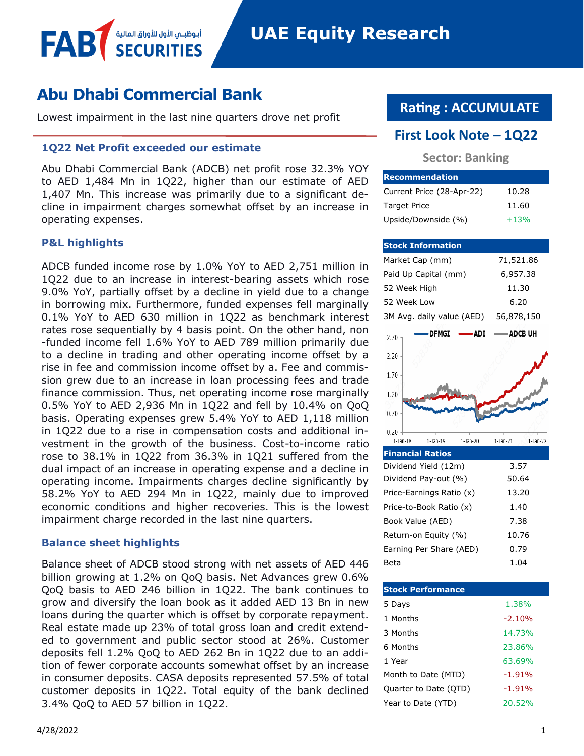FAB SECURITIES أبوظبي الأول للأوراق المالية

# UAE Equity Research

# Abu Dhabi Commercial Bank

Lowest impairment in the last nine quarters drove net profit

## Rating : ACCUMULATE

## First Look Note – 1Q22

**Sector: Banking**

| Recommendation | |
|---|---|
| Current Price (28-Apr-22) | 10.28 |
| Target Price | 11.60 |
| Upside/Downside (%) | +13% |

| Stock Information | |
|---|---|
| Market Cap (mm) | 71,521.86 |
| Paid Up Capital (mm) | 6,957.38 |
| 52 Week High | 11.30 |
| 52 Week Low | 6.20 |
| 3M Avg. daily value (AED) | 56,878,150 |

DFMGI ADI ADCB UH

2.70
2.20
1.70
1.20
0.70
0.20

1-Jan-18 1-Jan-19 1-Jan-20 1-Jan-21 1-Jan-22

| Financial Ratios | |
|---|---|
| Dividend Yield (12m) | 3.57 |
| Dividend Pay-out (%) | 50.64 |
| Price-Earnings Ratio (x) | 13.20 |
| Price-to-Book Ratio (x) | 1.40 |
| Book Value (AED) | 7.38 |
| Return-on Equity (%) | 10.76 |
| Earning Per Share (AED) | 0.79 |
| Beta | 1.04 |

| Stock Performance | |
|---|---|
| 5 Days | 1.38% |
| 1 Months | -2.10% |
| 3 Months | 14.73% |
| 6 Months | 23.86% |
| 1 Year | 63.69% |
| Month to Date (MTD) | -1.91% |
| Quarter to Date (QTD) | -1.91% |
| Year to Date (YTD) | 20.52% |

### 1Q22 Net Profit exceeded our estimate

Abu Dhabi Commercial Bank (ADCB) net profit rose 32.3% YOY to AED 1,484 Mn in 1Q22, higher than our estimate of AED 1,407 Mn. This increase was primarily due to a significant decline in impairment charges somewhat offset by an increase in operating expenses.

### P&L highlights

ADCB funded income rose by 1.0% YoY to AED 2,751 million in 1Q22 due to an increase in interest-bearing assets which rose 9.0% YoY, partially offset by a decline in yield due to a change in borrowing mix. Furthermore, funded expenses fell marginally 0.1% YoY to AED 630 million in 1Q22 as benchmark interest rates rose sequentially by 4 basis point. On the other hand, non-funded income fell 1.6% YoY to AED 789 million primarily due to a decline in trading and other operating income offset by a rise in fee and commission income offset by a. Fee and commission grew due to an increase in loan processing fees and trade finance commission. Thus, net operating income rose marginally 0.5% YoY to AED 2,936 Mn in 1Q22 and fell by 10.4% on QoQ basis. Operating expenses grew 5.4% YoY to AED 1,118 million in 1Q22 due to a rise in compensation costs and additional investment in the growth of the business. Cost-to-income ratio rose to 38.1% in 1Q22 from 36.3% in 1Q21 suffered from the dual impact of an increase in operating expense and a decline in operating income. Impairments charges decline significantly by 58.2% YoY to AED 294 Mn in 1Q22, mainly due to improved economic conditions and higher recoveries. This is the lowest impairment charge recorded in the last nine quarters.

### Balance sheet highlights

Balance sheet of ADCB stood strong with net assets of AED 446 billion growing at 1.2% on QoQ basis. Net Advances grew 0.6% QoQ basis to AED 246 billion in 1Q22. The bank continues to grow and diversify the loan book as it added AED 13 Bn in new loans during the quarter which is offset by corporate repayment. Real estate made up 23% of total gross loan and credit extended to government and public sector stood at 26%. Customer deposits fell 1.2% QoQ to AED 262 Bn in 1Q22 due to an addition of fewer corporate accounts somewhat offset by an increase in consumer deposits. CASA deposits represented 57.5% of total customer deposits in 1Q22. Total equity of the bank declined 3.4% QoQ to AED 57 billion in 1Q22.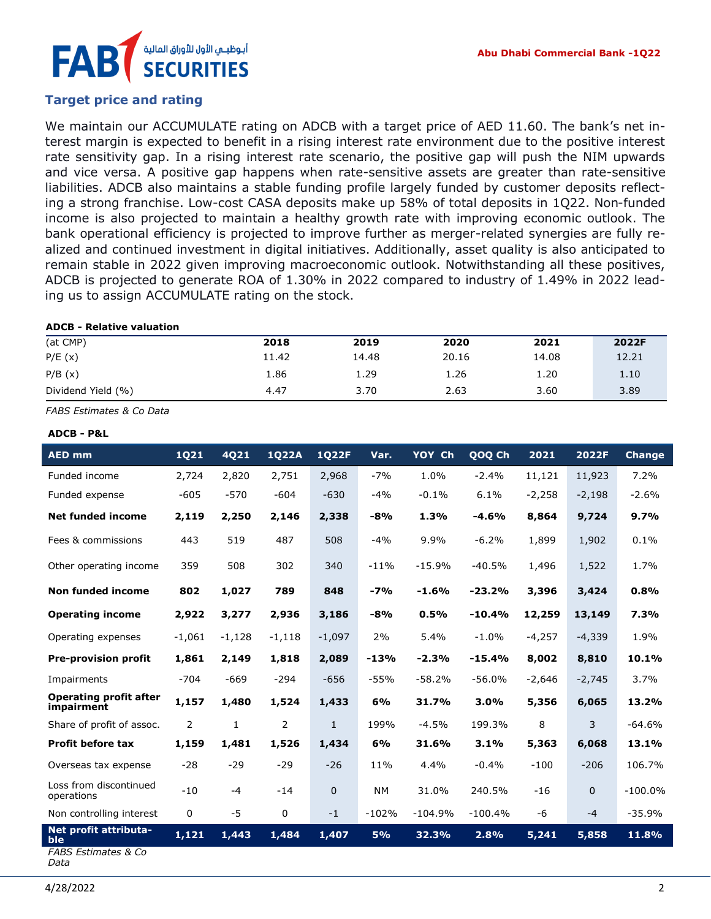## Target price and rating

We maintain our ACCUMULATE rating on ADCB with a target price of AED 11.60. The bank's net interest margin is expected to benefit in a rising interest rate environment due to the positive interest rate sensitivity gap. In a rising interest rate scenario, the positive gap will push the NIM upwards and vice versa. A positive gap happens when rate-sensitive assets are greater than rate-sensitive liabilities. ADCB also maintains a stable funding profile largely funded by customer deposits reflecting a strong franchise. Low-cost CASA deposits make up 58% of total deposits in 1Q22. Non-funded income is also projected to maintain a healthy growth rate with improving economic outlook. The bank operational efficiency is projected to improve further as merger-related synergies are fully realized and continued investment in digital initiatives. Additionally, asset quality is also anticipated to remain stable in 2022 given improving macroeconomic outlook. Notwithstanding all these positives, ADCB is projected to generate ROA of 1.30% in 2022 compared to industry of 1.49% in 2022 leading us to assign ACCUMULATE rating on the stock.

**ADCB - Relative valuation**

| (at CMP) | 2018 | 2019 | 2020 | 2021 | 2022F |
|---|---|---|---|---|---|
| P/E (x) | 11.42 | 14.48 | 20.16 | 14.08 | 12.21 |
| P/B (x) | 1.86 | 1.29 | 1.26 | 1.20 | 1.10 |
| Dividend Yield (%) | 4.47 | 3.70 | 2.63 | 3.60 | 3.89 |

*FABS Estimates & Co Data*

**ADCB - P&L**

| AED mm | 1Q21 | 4Q21 | 1Q22A | 1Q22F | Var. | YOY Ch | QOQ Ch | 2021 | 2022F | Change |
|---|---|---|---|---|---|---|---|---|---|---|
| Funded income | 2,724 | 2,820 | 2,751 | 2,968 | -7% | 1.0% | -2.4% | 11,121 | 11,923 | 7.2% |
| Funded expense | -605 | -570 | -604 | -630 | -4% | -0.1% | 6.1% | -2,258 | -2,198 | -2.6% |
| **Net funded income** | **2,119** | **2,250** | **2,146** | **2,338** | **-8%** | **1.3%** | **-4.6%** | **8,864** | **9,724** | **9.7%** |
| Fees & commissions | 443 | 519 | 487 | 508 | -4% | 9.9% | -6.2% | 1,899 | 1,902 | 0.1% |
| Other operating income | 359 | 508 | 302 | 340 | -11% | -15.9% | -40.5% | 1,496 | 1,522 | 1.7% |
| **Non funded income** | **802** | **1,027** | **789** | **848** | **-7%** | **-1.6%** | **-23.2%** | **3,396** | **3,424** | **0.8%** |
| **Operating income** | **2,922** | **3,277** | **2,936** | **3,186** | **-8%** | **0.5%** | **-10.4%** | **12,259** | **13,149** | **7.3%** |
| Operating expenses | -1,061 | -1,128 | -1,118 | -1,097 | 2% | 5.4% | -1.0% | -4,257 | -4,339 | 1.9% |
| **Pre-provision profit** | **1,861** | **2,149** | **1,818** | **2,089** | **-13%** | **-2.3%** | **-15.4%** | **8,002** | **8,810** | **10.1%** |
| Impairments | -704 | -669 | -294 | -656 | -55% | -58.2% | -56.0% | -2,646 | -2,745 | 3.7% |
| **Operating profit after impairment** | **1,157** | **1,480** | **1,524** | **1,433** | **6%** | **31.7%** | **3.0%** | **5,356** | **6,065** | **13.2%** |
| Share of profit of assoc. | 2 | 1 | 2 | 1 | 199% | -4.5% | 199.3% | 8 | 3 | -64.6% |
| **Profit before tax** | **1,159** | **1,481** | **1,526** | **1,434** | **6%** | **31.6%** | **3.1%** | **5,363** | **6,068** | **13.1%** |
| Overseas tax expense | -28 | -29 | -29 | -26 | 11% | 4.4% | -0.4% | -100 | -206 | 106.7% |
| Loss from discontinued operations | -10 | -4 | -14 | 0 | NM | 31.0% | 240.5% | -16 | 0 | -100.0% |
| Non controlling interest | 0 | -5 | 0 | -1 | -102% | -104.9% | -100.4% | -6 | -4 | -35.9% |
| **Net profit attributable** | **1,121** | **1,443** | **1,484** | **1,407** | **5%** | **32.3%** | **2.8%** | **5,241** | **5,858** | **11.8%** |

*FABS Estimates & Co Data*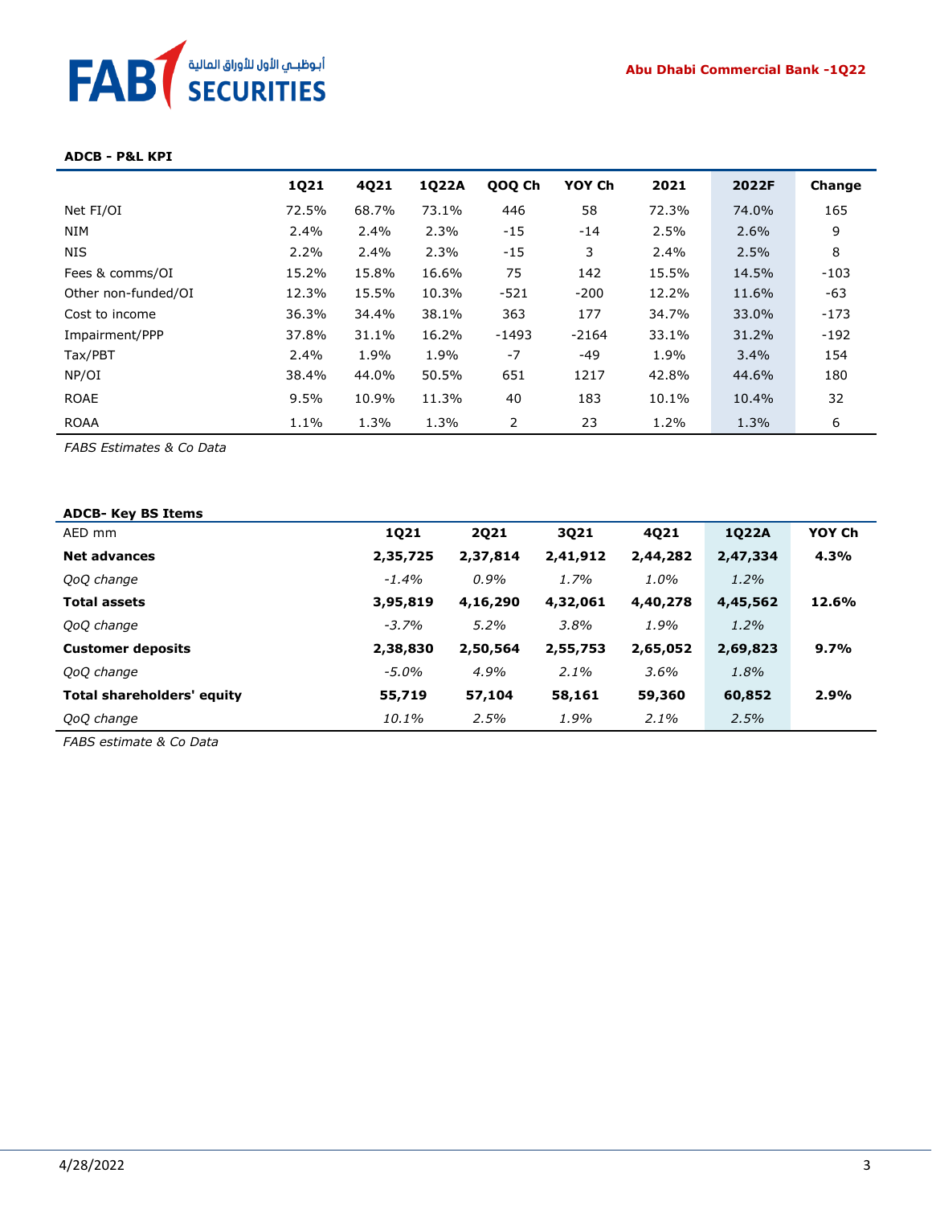**ADCB - P&L KPI**

| | 1Q21 | 4Q21 | 1Q22A | QOQ Ch | YOY Ch | 2021 | 2022F | Change |
|---|---|---|---|---|---|---|---|---|
| Net FI/OI | 72.5% | 68.7% | 73.1% | 446 | 58 | 72.3% | 74.0% | 165 |
| NIM | 2.4% | 2.4% | 2.3% | -15 | -14 | 2.5% | 2.6% | 9 |
| NIS | 2.2% | 2.4% | 2.3% | -15 | 3 | 2.4% | 2.5% | 8 |
| Fees & comms/OI | 15.2% | 15.8% | 16.6% | 75 | 142 | 15.5% | 14.5% | -103 |
| Other non-funded/OI | 12.3% | 15.5% | 10.3% | -521 | -200 | 12.2% | 11.6% | -63 |
| Cost to income | 36.3% | 34.4% | 38.1% | 363 | 177 | 34.7% | 33.0% | -173 |
| Impairment/PPP | 37.8% | 31.1% | 16.2% | -1493 | -2164 | 33.1% | 31.2% | -192 |
| Tax/PBT | 2.4% | 1.9% | 1.9% | -7 | -49 | 1.9% | 3.4% | 154 |
| NP/OI | 38.4% | 44.0% | 50.5% | 651 | 1217 | 42.8% | 44.6% | 180 |
| ROAE | 9.5% | 10.9% | 11.3% | 40 | 183 | 10.1% | 10.4% | 32 |
| ROAA | 1.1% | 1.3% | 1.3% | 2 | 23 | 1.2% | 1.3% | 6 |

*FABS Estimates & Co Data*

**ADCB- Key BS Items**

| AED mm | 1Q21 | 2Q21 | 3Q21 | 4Q21 | 1Q22A | YOY Ch |
|---|---|---|---|---|---|---|
| **Net advances** | **2,35,725** | **2,37,814** | **2,41,912** | **2,44,282** | **2,47,334** | **4.3%** |
| *QoQ change* | *-1.4%* | *0.9%* | *1.7%* | *1.0%* | *1.2%* | |
| **Total assets** | **3,95,819** | **4,16,290** | **4,32,061** | **4,40,278** | **4,45,562** | **12.6%** |
| *QoQ change* | *-3.7%* | *5.2%* | *3.8%* | *1.9%* | *1.2%* | |
| **Customer deposits** | **2,38,830** | **2,50,564** | **2,55,753** | **2,65,052** | **2,69,823** | **9.7%** |
| *QoQ change* | *-5.0%* | *4.9%* | *2.1%* | *3.6%* | *1.8%* | |
| **Total shareholders' equity** | **55,719** | **57,104** | **58,161** | **59,360** | **60,852** | **2.9%** |
| *QoQ change* | *10.1%* | *2.5%* | *1.9%* | *2.1%* | *2.5%* | |

*FABS estimate & Co Data*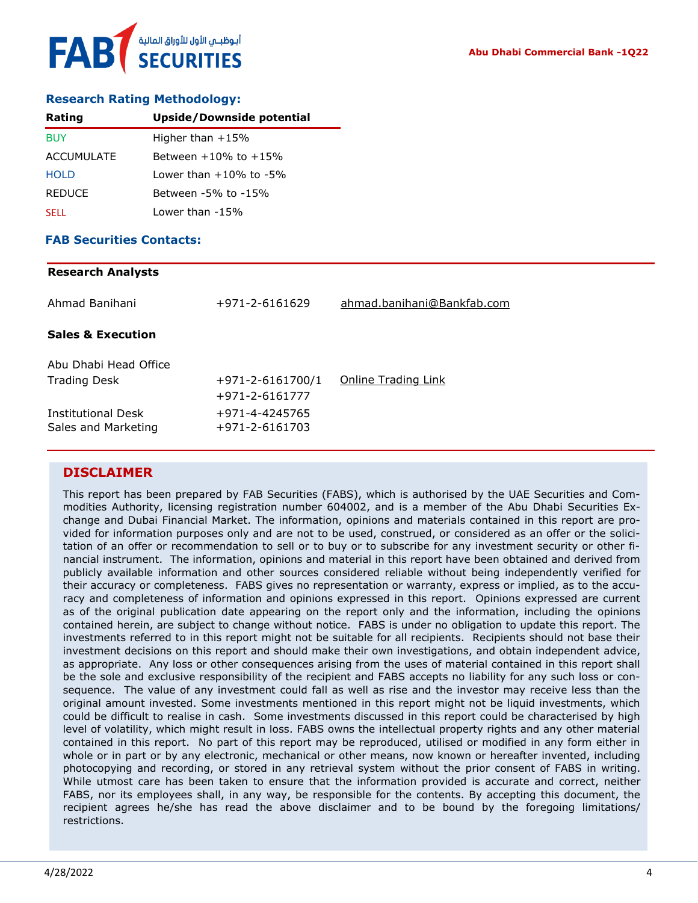## Research Rating Methodology:

| Rating | Upside/Downside potential |
|---|---|
| BUY | Higher than +15% |
| ACCUMULATE | Between +10% to +15% |
| HOLD | Lower than +10% to -5% |
| REDUCE | Between -5% to -15% |
| SELL | Lower than -15% |

## FAB Securities Contacts:

**Research Analysts**

| | | |
|---|---|---|
| Ahmad Banihani | +971-2-6161629 | ahmad.banihani@Bankfab.com |

**Sales & Execution**

| | | |
|---|---|---|
| Abu Dhabi Head Office | | |
| Trading Desk | +971-2-6161700/1<br>+971-2-6161777 | Online Trading Link |
| Institutional Desk | +971-4-4245765 | |
| Sales and Marketing | +971-2-6161703 | |

## DISCLAIMER

This report has been prepared by FAB Securities (FABS), which is authorised by the UAE Securities and Commodities Authority, licensing registration number 604002, and is a member of the Abu Dhabi Securities Exchange and Dubai Financial Market. The information, opinions and materials contained in this report are provided for information purposes only and are not to be used, construed, or considered as an offer or the solicitation of an offer or recommendation to sell or to buy or to subscribe for any investment security or other financial instrument. The information, opinions and material in this report have been obtained and derived from publicly available information and other sources considered reliable without being independently verified for their accuracy or completeness. FABS gives no representation or warranty, express or implied, as to the accuracy and completeness of information and opinions expressed in this report. Opinions expressed are current as of the original publication date appearing on the report only and the information, including the opinions contained herein, are subject to change without notice. FABS is under no obligation to update this report. The investments referred to in this report might not be suitable for all recipients. Recipients should not base their investment decisions on this report and should make their own investigations, and obtain independent advice, as appropriate. Any loss or other consequences arising from the uses of material contained in this report shall be the sole and exclusive responsibility of the recipient and FABS accepts no liability for any such loss or consequence. The value of any investment could fall as well as rise and the investor may receive less than the original amount invested. Some investments mentioned in this report might not be liquid investments, which could be difficult to realise in cash. Some investments discussed in this report could be characterised by high level of volatility, which might result in loss. FABS owns the intellectual property rights and any other material contained in this report. No part of this report may be reproduced, utilised or modified in any form either in whole or in part or by any electronic, mechanical or other means, now known or hereafter invented, including photocopying and recording, or stored in any retrieval system without the prior consent of FABS in writing. While utmost care has been taken to ensure that the information provided is accurate and correct, neither FABS, nor its employees shall, in any way, be responsible for the contents. By accepting this document, the recipient agrees he/she has read the above disclaimer and to be bound by the foregoing limitations/ restrictions.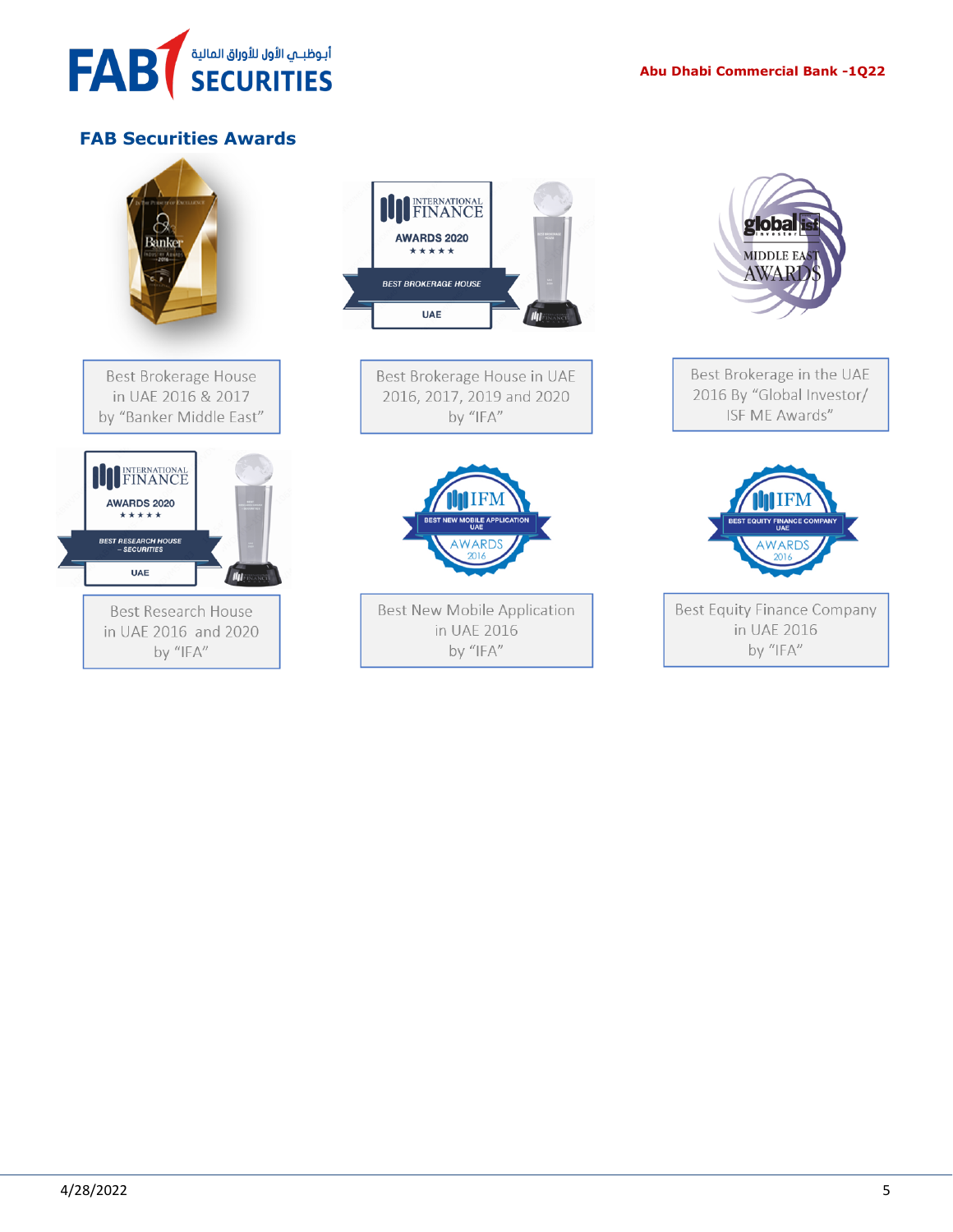## FAB Securities Awards

Best Brokerage House in UAE 2016 & 2017 by “Banker Middle East”

Best Brokerage House in UAE 2016, 2017, 2019 and 2020 by “IFA”

Best Brokerage in the UAE 2016 By “Global Investor/ ISF ME Awards”

Best Research House in UAE 2016 and 2020 by “IFA”

Best New Mobile Application in UAE 2016 by “IFA”

Best Equity Finance Company in UAE 2016 by “IFA”